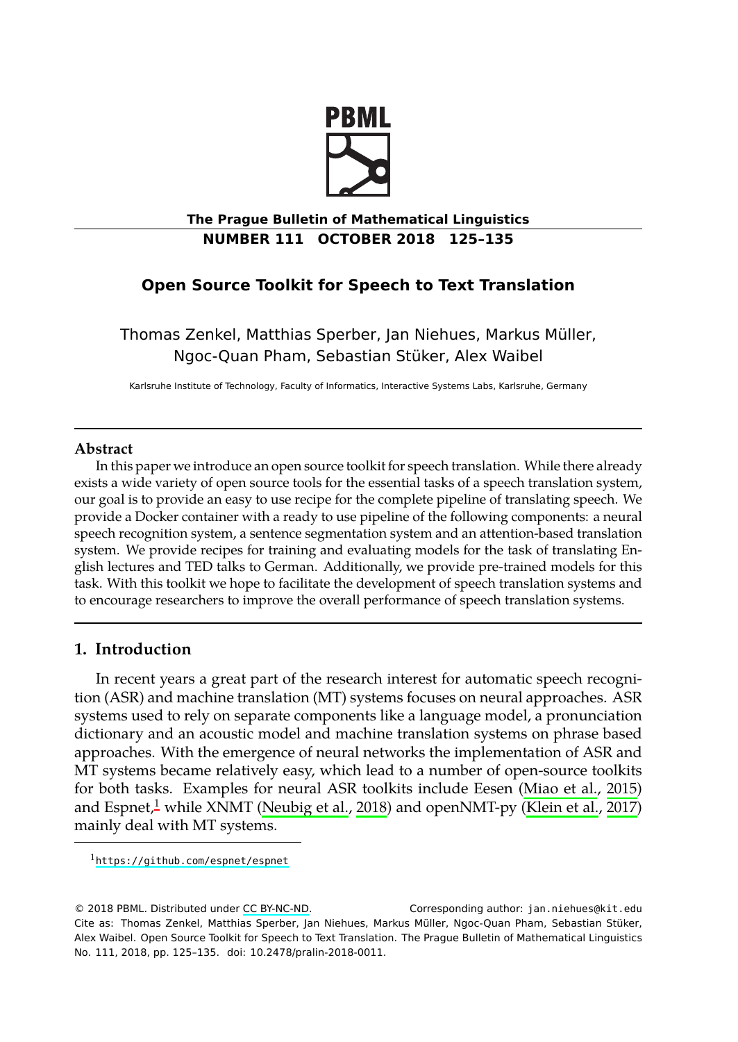# Open Source Toolkit for Speech to Text Translation

Thomas Zenkel, Matthias Sperber, Jan Niehues, Markus Müller, Ngoc-Quan Pham, Sebastian Stüker, Alex Waibel

Karlsruhe Institute of Technology, Faculty of Informatics, Interactive Systems Labs, Karlsruhe, Germany

### Abstract

In this paper we introduce an open source toolkit for speech translation. While there already exists a wide variety of open source tools for the essential tasks of a speech translation system, our goal is to provide an easy to use recipe for the complete pipeline of translating speech. We provide a Docker container with a ready to use pipeline of the following components: a neural speech recognition system, a sentence segmentation system and an attention-based translation system. We provide recipes for training and evaluating models for the task of translating English lectures and TED talks to German. Additionally, we provide pre-trained models for this task. With this toolkit we hope to facilitate the development of speech translation systems and to encourage researchers to improve the overall performance of speech translation systems.

## 1. Introduction

In recent years a great part of the research interest for automatic speech recognition (ASR) and machine translation (MT) systems focuses on neural approaches. ASR systems used to rely on separate components like a language model, a pronunciation dictionary and an acoustic model and machine translation systems on phrase based approaches. With the emergence of neural networks the implementation of ASR and MT systems became relatively easy, which lead to a number of open-source toolkits for both tasks. Examples for neural ASR toolkits include Eesen (Miao et al., 2015) and Espnet,[1] while XNMT (Neubig et al., 2018) and openNMT-py (Klein et al., 2017) mainly deal with MT systems.

[1] https://github.com/espnet/espnet

© 2018 PBML. Distributed under CC BY-NC-ND. Corresponding author: jan.niehues@kit.edu

Cite as: Thomas Zenkel, Matthias Sperber, Jan Niehues, Markus Müller, Ngoc-Quan Pham, Sebastian Stüker, Alex Waibel. Open Source Toolkit for Speech to Text Translation. The Prague Bulletin of Mathematical Linguistics No. 111, 2018, pp. 125–135. doi: 10.2478/pralin-2018-0011.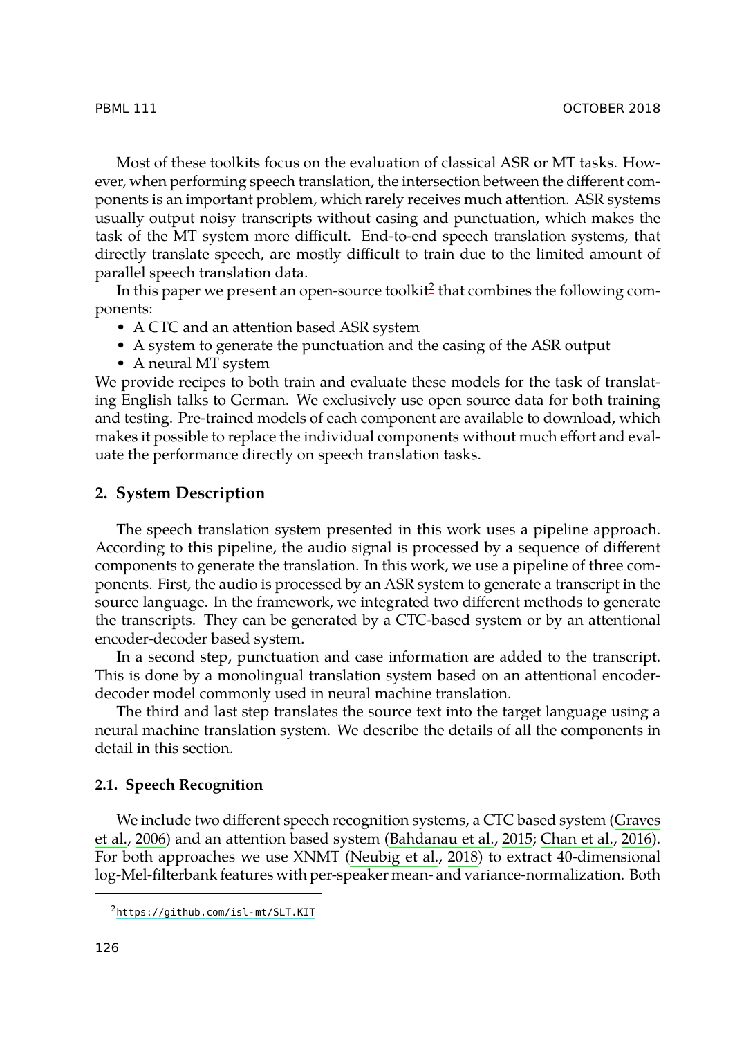Most of these toolkits focus on the evaluation of classical ASR or MT tasks. However, when performing speech translation, the intersection between the different components is an important problem, which rarely receives much attention. ASR systems usually output noisy transcripts without casing and punctuation, which makes the task of the MT system more difficult. End-to-end speech translation systems, that directly translate speech, are mostly difficult to train due to the limited amount of parallel speech translation data.

In this paper we present an open-source toolkit[2] that combines the following components:

- A CTC and an attention based ASR system
- A system to generate the punctuation and the casing of the ASR output
- A neural MT system

We provide recipes to both train and evaluate these models for the task of translating English talks to German. We exclusively use open source data for both training and testing. Pre-trained models of each component are available to download, which makes it possible to replace the individual components without much effort and evaluate the performance directly on speech translation tasks.

## 2. System Description

The speech translation system presented in this work uses a pipeline approach. According to this pipeline, the audio signal is processed by a sequence of different components to generate the translation. In this work, we use a pipeline of three components. First, the audio is processed by an ASR system to generate a transcript in the source language. In the framework, we integrated two different methods to generate the transcripts. They can be generated by a CTC-based system or by an attentional encoder-decoder based system.

In a second step, punctuation and case information are added to the transcript. This is done by a monolingual translation system based on an attentional encoder-decoder model commonly used in neural machine translation.

The third and last step translates the source text into the target language using a neural machine translation system. We describe the details of all the components in detail in this section.

### 2.1. Speech Recognition

We include two different speech recognition systems, a CTC based system (Graves et al., 2006) and an attention based system (Bahdanau et al., 2015; Chan et al., 2016). For both approaches we use XNMT (Neubig et al., 2018) to extract 40-dimensional log-Mel-filterbank features with per-speaker mean- and variance-normalization. Both

[2] https://github.com/isl-mt/SLT.KIT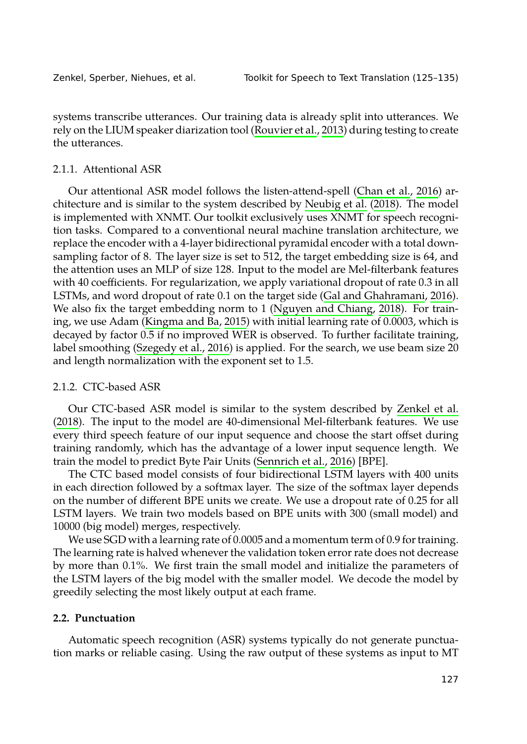systems transcribe utterances. Our training data is already split into utterances. We rely on the LIUM speaker diarization tool (Rouvier et al., 2013) during testing to create the utterances.

#### 2.1.1. Attentional ASR

Our attentional ASR model follows the listen-attend-spell (Chan et al., 2016) architecture and is similar to the system described by Neubig et al. (2018). The model is implemented with XNMT. Our toolkit exclusively uses XNMT for speech recognition tasks. Compared to a conventional neural machine translation architecture, we replace the encoder with a 4-layer bidirectional pyramidal encoder with a total downsampling factor of 8. The layer size is set to 512, the target embedding size is 64, and the attention uses an MLP of size 128. Input to the model are Mel-filterbank features with 40 coefficients. For regularization, we apply variational dropout of rate 0.3 in all LSTMs, and word dropout of rate 0.1 on the target side (Gal and Ghahramani, 2016). We also fix the target embedding norm to 1 (Nguyen and Chiang, 2018). For training, we use Adam (Kingma and Ba, 2015) with initial learning rate of 0.0003, which is decayed by factor 0.5 if no improved WER is observed. To further facilitate training, label smoothing (Szegedy et al., 2016) is applied. For the search, we use beam size 20 and length normalization with the exponent set to 1.5.

#### 2.1.2. CTC-based ASR

Our CTC-based ASR model is similar to the system described by Zenkel et al. (2018). The input to the model are 40-dimensional Mel-filterbank features. We use every third speech feature of our input sequence and choose the start offset during training randomly, which has the advantage of a lower input sequence length. We train the model to predict Byte Pair Units (Sennrich et al., 2016) [BPE].

The CTC based model consists of four bidirectional LSTM layers with 400 units in each direction followed by a softmax layer. The size of the softmax layer depends on the number of different BPE units we create. We use a dropout rate of 0.25 for all LSTM layers. We train two models based on BPE units with 300 (small model) and 10000 (big model) merges, respectively.

We use SGD with a learning rate of 0.0005 and a momentum term of 0.9 for training. The learning rate is halved whenever the validation token error rate does not decrease by more than 0.1%. We first train the small model and initialize the parameters of the LSTM layers of the big model with the smaller model. We decode the model by greedily selecting the most likely output at each frame.

### 2.2. Punctuation

Automatic speech recognition (ASR) systems typically do not generate punctuation marks or reliable casing. Using the raw output of these systems as input to MT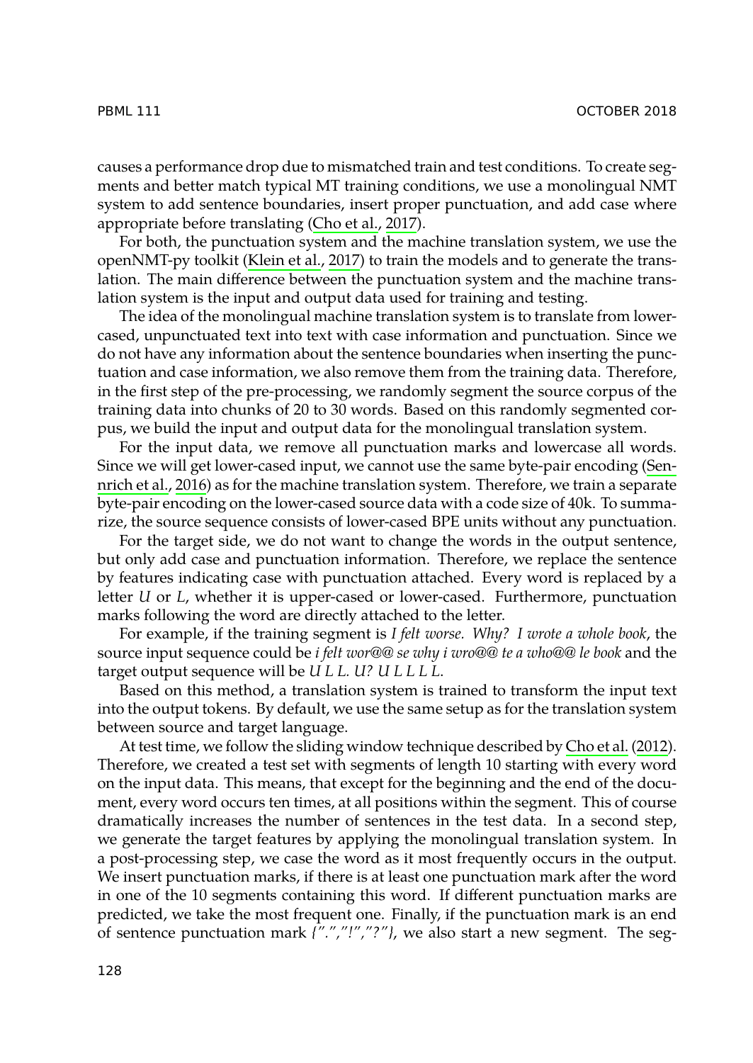causes a performance drop due to mismatched train and test conditions. To create segments and better match typical MT training conditions, we use a monolingual NMT system to add sentence boundaries, insert proper punctuation, and add case where appropriate before translating (Cho et al., 2017).

For both, the punctuation system and the machine translation system, we use the openNMT-py toolkit (Klein et al., 2017) to train the models and to generate the translation. The main difference between the punctuation system and the machine translation system is the input and output data used for training and testing.

The idea of the monolingual machine translation system is to translate from lowercased, unpunctuated text into text with case information and punctuation. Since we do not have any information about the sentence boundaries when inserting the punctuation and case information, we also remove them from the training data. Therefore, in the first step of the pre-processing, we randomly segment the source corpus of the training data into chunks of 20 to 30 words. Based on this randomly segmented corpus, we build the input and output data for the monolingual translation system.

For the input data, we remove all punctuation marks and lowercase all words. Since we will get lower-cased input, we cannot use the same byte-pair encoding (Sennrich et al., 2016) as for the machine translation system. Therefore, we train a separate byte-pair encoding on the lower-cased source data with a code size of 40k. To summarize, the source sequence consists of lower-cased BPE units without any punctuation.

For the target side, we do not want to change the words in the output sentence, but only add case and punctuation information. Therefore, we replace the sentence by features indicating case with punctuation attached. Every word is replaced by a letter *U* or *L*, whether it is upper-cased or lower-cased. Furthermore, punctuation marks following the word are directly attached to the letter.

For example, if the training segment is *I felt worse. Why? I wrote a whole book*, the source input sequence could be *i felt wor@@ se why i wro@@ te a who@@ le book* and the target output sequence will be *U L L. U? U L L L L*.

Based on this method, a translation system is trained to transform the input text into the output tokens. By default, we use the same setup as for the translation system between source and target language.

At test time, we follow the sliding window technique described by Cho et al. (2012). Therefore, we created a test set with segments of length 10 starting with every word on the input data. This means, that except for the beginning and the end of the document, every word occurs ten times, at all positions within the segment. This of course dramatically increases the number of sentences in the test data. In a second step, we generate the target features by applying the monolingual translation system. In a post-processing step, we case the word as it most frequently occurs in the output. We insert punctuation marks, if there is at least one punctuation mark after the word in one of the 10 segments containing this word. If different punctuation marks are predicted, we take the most frequent one. Finally, if the punctuation mark is an end of sentence punctuation mark *{".","!","?"}*, we also start a new segment. The seg-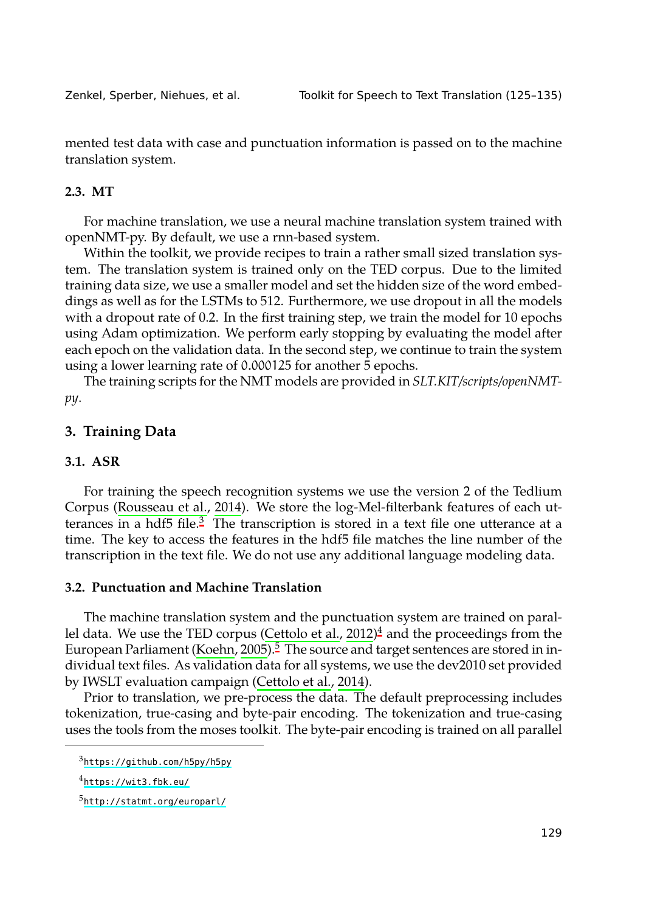mented test data with case and punctuation information is passed on to the machine translation system.

### 2.3. MT

For machine translation, we use a neural machine translation system trained with openNMT-py. By default, we use a rnn-based system.

Within the toolkit, we provide recipes to train a rather small sized translation system. The translation system is trained only on the TED corpus. Due to the limited training data size, we use a smaller model and set the hidden size of the word embeddings as well as for the LSTMs to 512. Furthermore, we use dropout in all the models with a dropout rate of 0.2. In the first training step, we train the model for 10 epochs using Adam optimization. We perform early stopping by evaluating the model after each epoch on the validation data. In the second step, we continue to train the system using a lower learning rate of 0.000125 for another 5 epochs.

The training scripts for the NMT models are provided in *SLT.KIT/scripts/openNMT-py*.

## 3. Training Data

### 3.1. ASR

For training the speech recognition systems we use the version 2 of the Tedlium Corpus (Rousseau et al., 2014). We store the log-Mel-filterbank features of each utterances in a hdf5 file.[3] The transcription is stored in a text file one utterance at a time. The key to access the features in the hdf5 file matches the line number of the transcription in the text file. We do not use any additional language modeling data.

### 3.2. Punctuation and Machine Translation

The machine translation system and the punctuation system are trained on parallel data. We use the TED corpus (Cettolo et al., 2012)[4] and the proceedings from the European Parliament (Koehn, 2005).[5] The source and target sentences are stored in individual text files. As validation data for all systems, we use the dev2010 set provided by IWSLT evaluation campaign (Cettolo et al., 2014).

Prior to translation, we pre-process the data. The default preprocessing includes tokenization, true-casing and byte-pair encoding. The tokenization and true-casing uses the tools from the moses toolkit. The byte-pair encoding is trained on all parallel

[3] https://github.com/h5py/h5py

[4] https://wit3.fbk.eu/

[5] http://statmt.org/europarl/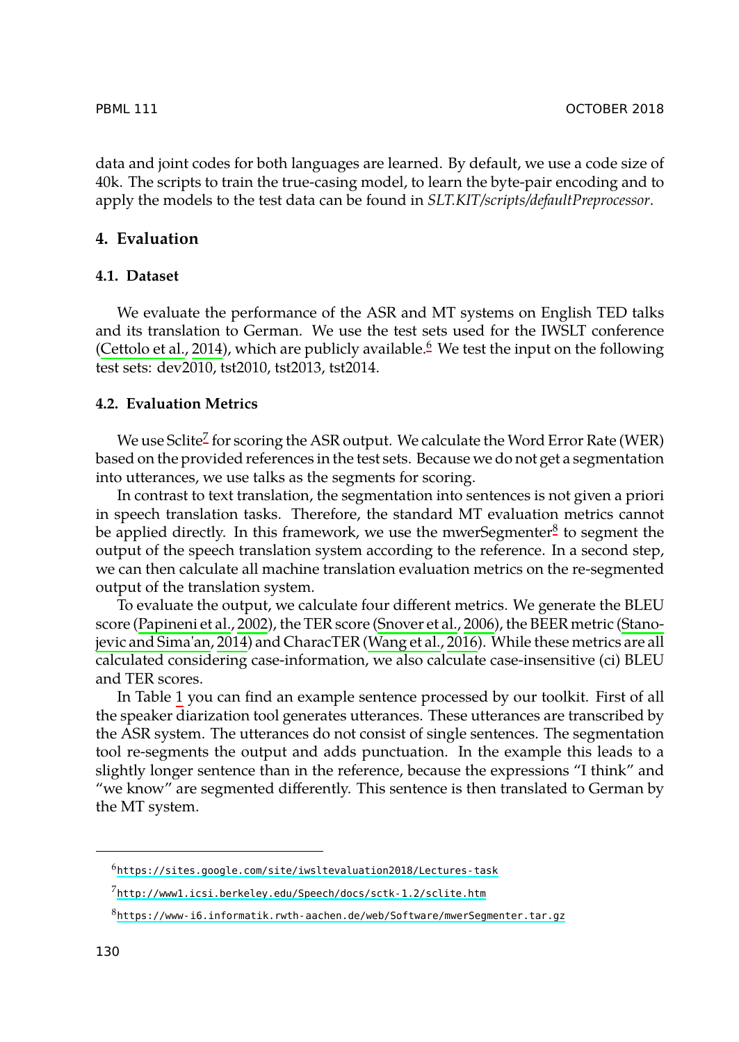data and joint codes for both languages are learned. By default, we use a code size of 40k. The scripts to train the true-casing model, to learn the byte-pair encoding and to apply the models to the test data can be found in *SLT.KIT/scripts/defaultPreprocessor*.

## 4. Evaluation

### 4.1. Dataset

We evaluate the performance of the ASR and MT systems on English TED talks and its translation to German. We use the test sets used for the IWSLT conference (Cettolo et al., 2014), which are publicly available.[6] We test the input on the following test sets: dev2010, tst2010, tst2013, tst2014.

### 4.2. Evaluation Metrics

We use Sclite[7] for scoring the ASR output. We calculate the Word Error Rate (WER) based on the provided references in the test sets. Because we do not get a segmentation into utterances, we use talks as the segments for scoring.

In contrast to text translation, the segmentation into sentences is not given a priori in speech translation tasks. Therefore, the standard MT evaluation metrics cannot be applied directly. In this framework, we use the mwerSegmenter[8] to segment the output of the speech translation system according to the reference. In a second step, we can then calculate all machine translation evaluation metrics on the re-segmented output of the translation system.

To evaluate the output, we calculate four different metrics. We generate the BLEU score (Papineni et al., 2002), the TER score (Snover et al., 2006), the BEER metric (Stanojevic and Sima'an, 2014) and CharacTER (Wang et al., 2016). While these metrics are all calculated considering case-information, we also calculate case-insensitive (ci) BLEU and TER scores.

In Table 1 you can find an example sentence processed by our toolkit. First of all the speaker diarization tool generates utterances. These utterances are transcribed by the ASR system. The utterances do not consist of single sentences. The segmentation tool re-segments the output and adds punctuation. In the example this leads to a slightly longer sentence than in the reference, because the expressions "I think" and "we know" are segmented differently. This sentence is then translated to German by the MT system.

---

[6] https://sites.google.com/site/iwsltevaluation2018/Lectures-task

[7] http://www1.icsi.berkeley.edu/Speech/docs/sctk-1.2/sclite.htm

[8] https://www-i6.informatik.rwth-aachen.de/web/Software/mwerSegmenter.tar.gz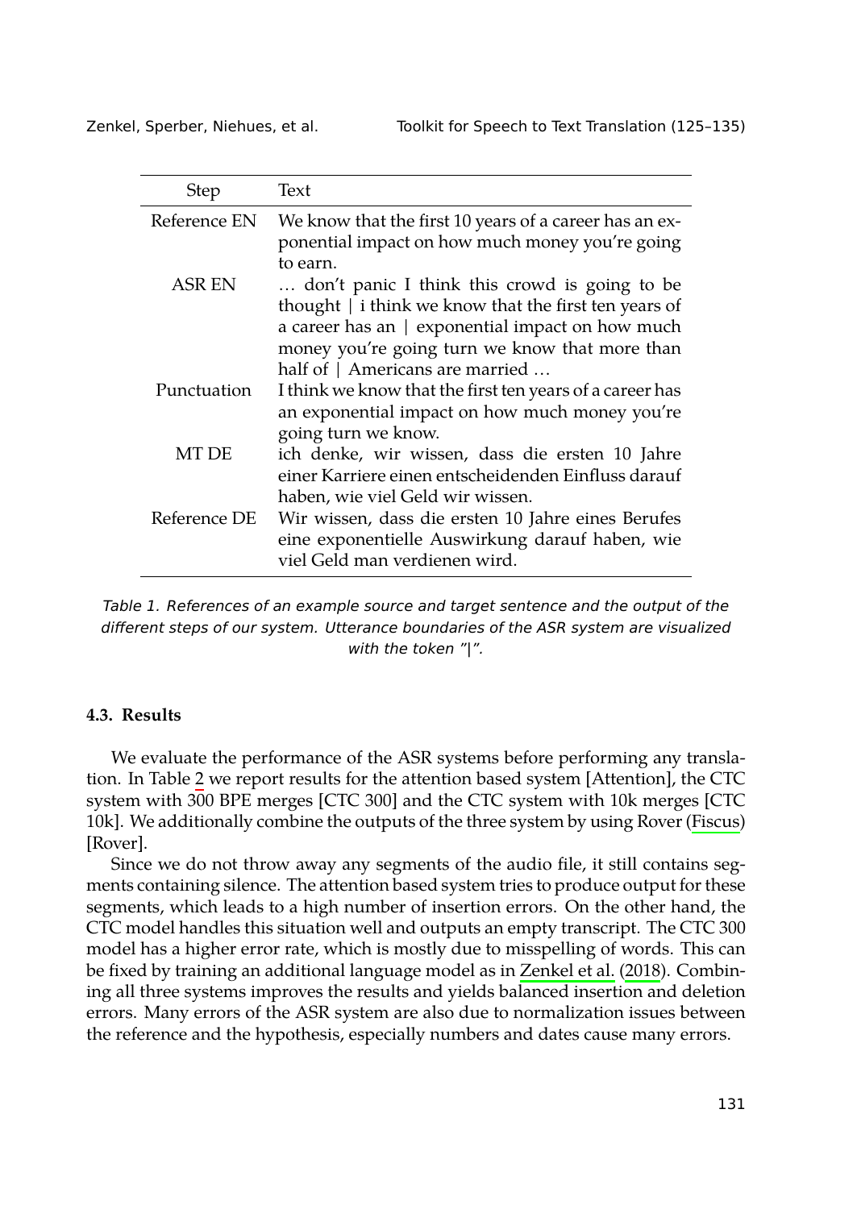| Step | Text |
|---|---|
| Reference EN | We know that the first 10 years of a career has an exponential impact on how much money you're going to earn. |
| ASR EN | … don't panic I think this crowd is going to be thought \| i think we know that the first ten years of a career has an \| exponential impact on how much money you're going turn we know that more than half of \| Americans are married … |
| Punctuation | I think we know that the first ten years of a career has an exponential impact on how much money you're going turn we know. |
| MT DE | ich denke, wir wissen, dass die ersten 10 Jahre einer Karriere einen entscheidenden Einfluss darauf haben, wie viel Geld wir wissen. |
| Reference DE | Wir wissen, dass die ersten 10 Jahre eines Berufes eine exponentielle Auswirkung darauf haben, wie viel Geld man verdienen wird. |

*Table 1. References of an example source and target sentence and the output of the different steps of our system. Utterance boundaries of the ASR system are visualized with the token "|".*

### 4.3. Results

We evaluate the performance of the ASR systems before performing any translation. In Table 2 we report results for the attention based system [Attention], the CTC system with 300 BPE merges [CTC 300] and the CTC system with 10k merges [CTC 10k]. We additionally combine the outputs of the three system by using Rover (Fiscus) [Rover].

Since we do not throw away any segments of the audio file, it still contains segments containing silence. The attention based system tries to produce output for these segments, which leads to a high number of insertion errors. On the other hand, the CTC model handles this situation well and outputs an empty transcript. The CTC 300 model has a higher error rate, which is mostly due to misspelling of words. This can be fixed by training an additional language model as in Zenkel et al. (2018). Combining all three systems improves the results and yields balanced insertion and deletion errors. Many errors of the ASR system are also due to normalization issues between the reference and the hypothesis, especially numbers and dates cause many errors.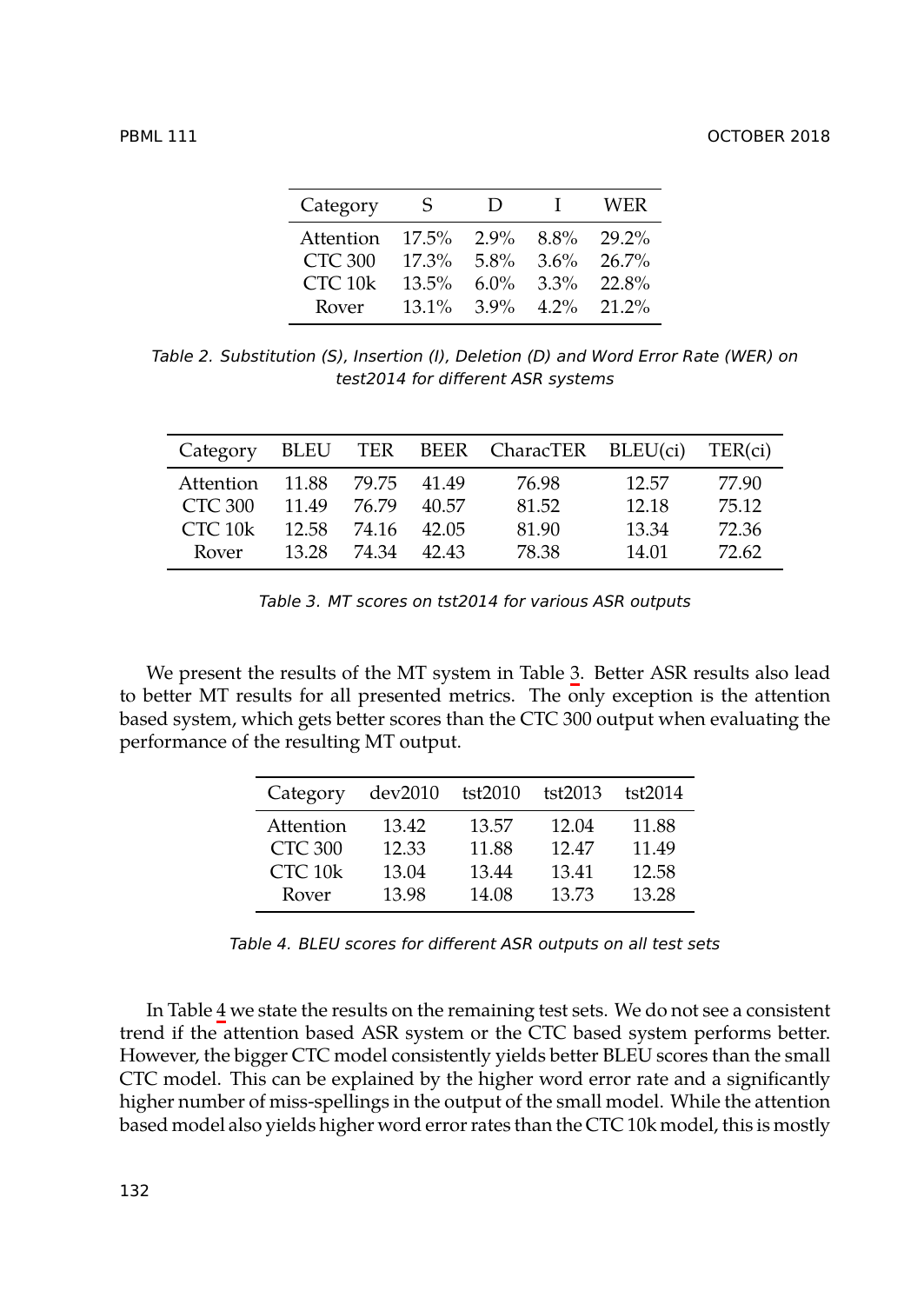| Category | S | D | I | WER |
|---|---|---|---|---|
| Attention | 17.5% | 2.9% | 8.8% | 29.2% |
| CTC 300 | 17.3% | 5.8% | 3.6% | 26.7% |
| CTC 10k | 13.5% | 6.0% | 3.3% | 22.8% |
| Rover | 13.1% | 3.9% | 4.2% | 21.2% |

*Table 2. Substitution (S), Insertion (I), Deletion (D) and Word Error Rate (WER) on test2014 for different ASR systems*

| Category | BLEU | TER | BEER | CharacTER | BLEU(ci) | TER(ci) |
|---|---|---|---|---|---|---|
| Attention | 11.88 | 79.75 | 41.49 | 76.98 | 12.57 | 77.90 |
| CTC 300 | 11.49 | 76.79 | 40.57 | 81.52 | 12.18 | 75.12 |
| CTC 10k | 12.58 | 74.16 | 42.05 | 81.90 | 13.34 | 72.36 |
| Rover | 13.28 | 74.34 | 42.43 | 78.38 | 14.01 | 72.62 |

*Table 3. MT scores on tst2014 for various ASR outputs*

We present the results of the MT system in Table 3. Better ASR results also lead to better MT results for all presented metrics. The only exception is the attention based system, which gets better scores than the CTC 300 output when evaluating the performance of the resulting MT output.

| Category | dev2010 | tst2010 | tst2013 | tst2014 |
|---|---|---|---|---|
| Attention | 13.42 | 13.57 | 12.04 | 11.88 |
| CTC 300 | 12.33 | 11.88 | 12.47 | 11.49 |
| CTC 10k | 13.04 | 13.44 | 13.41 | 12.58 |
| Rover | 13.98 | 14.08 | 13.73 | 13.28 |

*Table 4. BLEU scores for different ASR outputs on all test sets*

In Table 4 we state the results on the remaining test sets. We do not see a consistent trend if the attention based ASR system or the CTC based system performs better. However, the bigger CTC model consistently yields better BLEU scores than the small CTC model. This can be explained by the higher word error rate and a significantly higher number of miss-spellings in the output of the small model. While the attention based model also yields higher word error rates than the CTC 10k model, this is mostly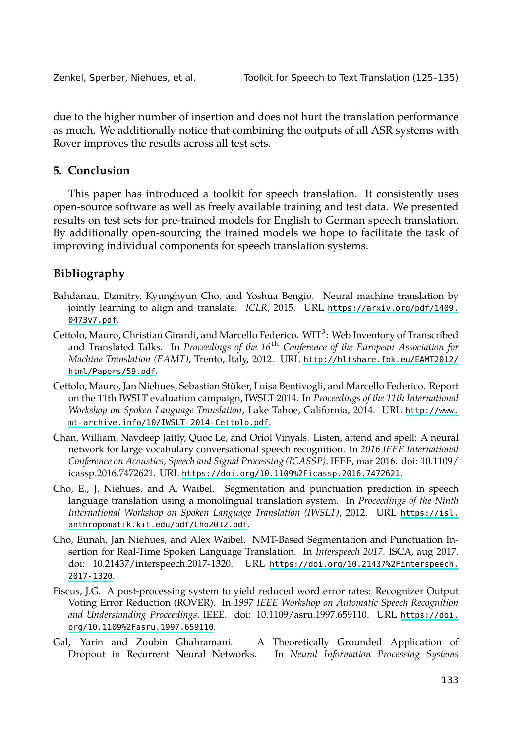due to the higher number of insertion and does not hurt the translation performance as much. We additionally notice that combining the outputs of all ASR systems with Rover improves the results across all test sets.

## 5. Conclusion

This paper has introduced a toolkit for speech translation. It consistently uses open-source software as well as freely available training and test data. We presented results on test sets for pre-trained models for English to German speech translation. By additionally open-sourcing the trained models we hope to facilitate the task of improving individual components for speech translation systems.

## Bibliography

Bahdanau, Dzmitry, Kyunghyun Cho, and Yoshua Bengio. Neural machine translation by jointly learning to align and translate. *ICLR*, 2015. URL https://arxiv.org/pdf/1409.0473v7.pdf.

Cettolo, Mauro, Christian Girardi, and Marcello Federico. WIT$^3$: Web Inventory of Transcribed and Translated Talks. In *Proceedings of the 16$^{\text{th}}$ Conference of the European Association for Machine Translation (EAMT)*, Trento, Italy, 2012. URL http://hltshare.fbk.eu/EAMT2012/html/Papers/59.pdf.

Cettolo, Mauro, Jan Niehues, Sebastian Stüker, Luisa Bentivogli, and Marcello Federico. Report on the 11th IWSLT evaluation campaign, IWSLT 2014. In *Proceedings of the 11th International Workshop on Spoken Language Translation*, Lake Tahoe, California, 2014. URL http://www.mt-archive.info/10/IWSLT-2014-Cettolo.pdf.

Chan, William, Navdeep Jaitly, Quoc Le, and Oriol Vinyals. Listen, attend and spell: A neural network for large vocabulary conversational speech recognition. In *2016 IEEE International Conference on Acoustics, Speech and Signal Processing (ICASSP)*. IEEE, mar 2016. doi: 10.1109/icassp.2016.7472621. URL https://doi.org/10.1109%2Ficassp.2016.7472621.

Cho, E., J. Niehues, and A. Waibel. Segmentation and punctuation prediction in speech language translation using a monolingual translation system. In *Proceedings of the Ninth International Workshop on Spoken Language Translation (IWSLT)*, 2012. URL https://isl.anthropomatik.kit.edu/pdf/Cho2012.pdf.

Cho, Eunah, Jan Niehues, and Alex Waibel. NMT-Based Segmentation and Punctuation Insertion for Real-Time Spoken Language Translation. In *Interspeech 2017*. ISCA, aug 2017. doi: 10.21437/interspeech.2017-1320. URL https://doi.org/10.21437%2Finterspeech.2017-1320.

Fiscus, J.G. A post-processing system to yield reduced word error rates: Recognizer Output Voting Error Reduction (ROVER). In *1997 IEEE Workshop on Automatic Speech Recognition and Understanding Proceedings*. IEEE. doi: 10.1109/asru.1997.659110. URL https://doi.org/10.1109%2Fasru.1997.659110.

Gal, Yarin and Zoubin Ghahramani. A Theoretically Grounded Application of Dropout in Recurrent Neural Networks. In *Neural Information Processing Systems*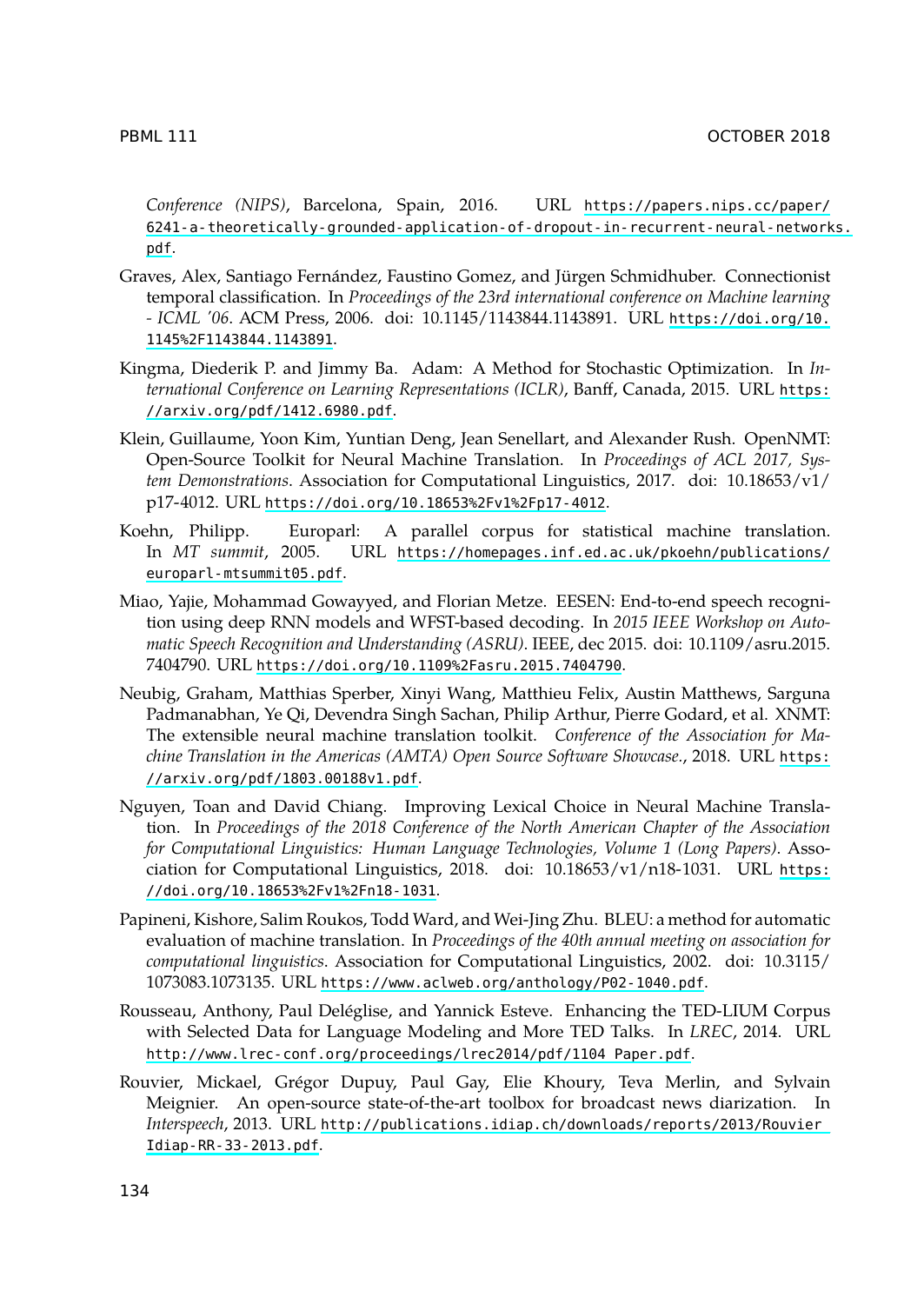*Conference (NIPS)*, Barcelona, Spain, 2016. URL https://papers.nips.cc/paper/6241-a-theoretically-grounded-application-of-dropout-in-recurrent-neural-networks.pdf.

Graves, Alex, Santiago Fernández, Faustino Gomez, and Jürgen Schmidhuber. Connectionist temporal classification. In *Proceedings of the 23rd international conference on Machine learning - ICML '06*. ACM Press, 2006. doi: 10.1145/1143844.1143891. URL https://doi.org/10.1145%2F1143844.1143891.

Kingma, Diederik P. and Jimmy Ba. Adam: A Method for Stochastic Optimization. In *International Conference on Learning Representations (ICLR)*, Banff, Canada, 2015. URL https://arxiv.org/pdf/1412.6980.pdf.

Klein, Guillaume, Yoon Kim, Yuntian Deng, Jean Senellart, and Alexander Rush. OpenNMT: Open-Source Toolkit for Neural Machine Translation. In *Proceedings of ACL 2017, System Demonstrations*. Association for Computational Linguistics, 2017. doi: 10.18653/v1/p17-4012. URL https://doi.org/10.18653%2Fv1%2Fp17-4012.

Koehn, Philipp. Europarl: A parallel corpus for statistical machine translation. In *MT summit*, 2005. URL https://homepages.inf.ed.ac.uk/pkoehn/publications/europarl-mtsummit05.pdf.

Miao, Yajie, Mohammad Gowayyed, and Florian Metze. EESEN: End-to-end speech recognition using deep RNN models and WFST-based decoding. In *2015 IEEE Workshop on Automatic Speech Recognition and Understanding (ASRU)*. IEEE, dec 2015. doi: 10.1109/asru.2015.7404790. URL https://doi.org/10.1109%2Fasru.2015.7404790.

Neubig, Graham, Matthias Sperber, Xinyi Wang, Matthieu Felix, Austin Matthews, Sarguna Padmanabhan, Ye Qi, Devendra Singh Sachan, Philip Arthur, Pierre Godard, et al. XNMT: The extensible neural machine translation toolkit. *Conference of the Association for Machine Translation in the Americas (AMTA) Open Source Software Showcase.*, 2018. URL https://arxiv.org/pdf/1803.00188v1.pdf.

Nguyen, Toan and David Chiang. Improving Lexical Choice in Neural Machine Translation. In *Proceedings of the 2018 Conference of the North American Chapter of the Association for Computational Linguistics: Human Language Technologies, Volume 1 (Long Papers)*. Association for Computational Linguistics, 2018. doi: 10.18653/v1/n18-1031. URL https://doi.org/10.18653%2Fv1%2Fn18-1031.

Papineni, Kishore, Salim Roukos, Todd Ward, and Wei-Jing Zhu. BLEU: a method for automatic evaluation of machine translation. In *Proceedings of the 40th annual meeting on association for computational linguistics*. Association for Computational Linguistics, 2002. doi: 10.3115/1073083.1073135. URL https://www.aclweb.org/anthology/P02-1040.pdf.

Rousseau, Anthony, Paul Deléglise, and Yannick Esteve. Enhancing the TED-LIUM Corpus with Selected Data for Language Modeling and More TED Talks. In *LREC*, 2014. URL http://www.lrec-conf.org/proceedings/lrec2014/pdf/1104_Paper.pdf.

Rouvier, Mickael, Grégor Dupuy, Paul Gay, Elie Khoury, Teva Merlin, and Sylvain Meignier. An open-source state-of-the-art toolbox for broadcast news diarization. In *Interspeech*, 2013. URL http://publications.idiap.ch/downloads/reports/2013/Rouvier_Idiap-RR-33-2013.pdf.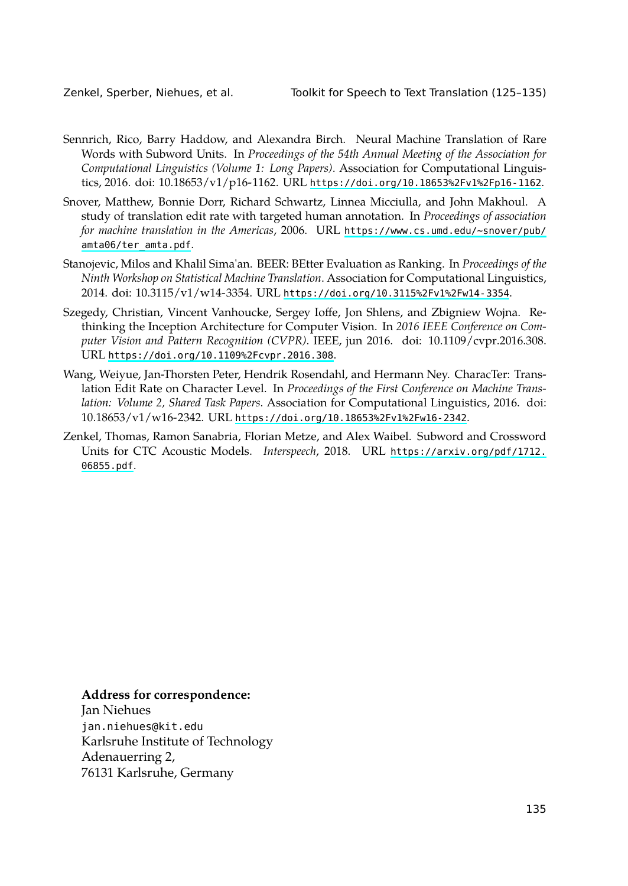Sennrich, Rico, Barry Haddow, and Alexandra Birch. Neural Machine Translation of Rare Words with Subword Units. In *Proceedings of the 54th Annual Meeting of the Association for Computational Linguistics (Volume 1: Long Papers)*. Association for Computational Linguistics, 2016. doi: 10.18653/v1/p16-1162. URL https://doi.org/10.18653%2Fv1%2Fp16-1162.

Snover, Matthew, Bonnie Dorr, Richard Schwartz, Linnea Micciulla, and John Makhoul. A study of translation edit rate with targeted human annotation. In *Proceedings of association for machine translation in the Americas*, 2006. URL https://www.cs.umd.edu/~snover/pub/amta06/ter_amta.pdf.

Stanojevic, Milos and Khalil Sima'an. BEER: BEtter Evaluation as Ranking. In *Proceedings of the Ninth Workshop on Statistical Machine Translation*. Association for Computational Linguistics, 2014. doi: 10.3115/v1/w14-3354. URL https://doi.org/10.3115%2Fv1%2Fw14-3354.

Szegedy, Christian, Vincent Vanhoucke, Sergey Ioffe, Jon Shlens, and Zbigniew Wojna. Rethinking the Inception Architecture for Computer Vision. In *2016 IEEE Conference on Computer Vision and Pattern Recognition (CVPR)*. IEEE, jun 2016. doi: 10.1109/cvpr.2016.308. URL https://doi.org/10.1109%2Fcvpr.2016.308.

Wang, Weiyue, Jan-Thorsten Peter, Hendrik Rosendahl, and Hermann Ney. CharacTer: Translation Edit Rate on Character Level. In *Proceedings of the First Conference on Machine Translation: Volume 2, Shared Task Papers*. Association for Computational Linguistics, 2016. doi: 10.18653/v1/w16-2342. URL https://doi.org/10.18653%2Fv1%2Fw16-2342.

Zenkel, Thomas, Ramon Sanabria, Florian Metze, and Alex Waibel. Subword and Crossword Units for CTC Acoustic Models. *Interspeech*, 2018. URL https://arxiv.org/pdf/1712.06855.pdf.

**Address for correspondence:**
Jan Niehues
jan.niehues@kit.edu
Karlsruhe Institute of Technology
Adenauerring 2,
76131 Karlsruhe, Germany